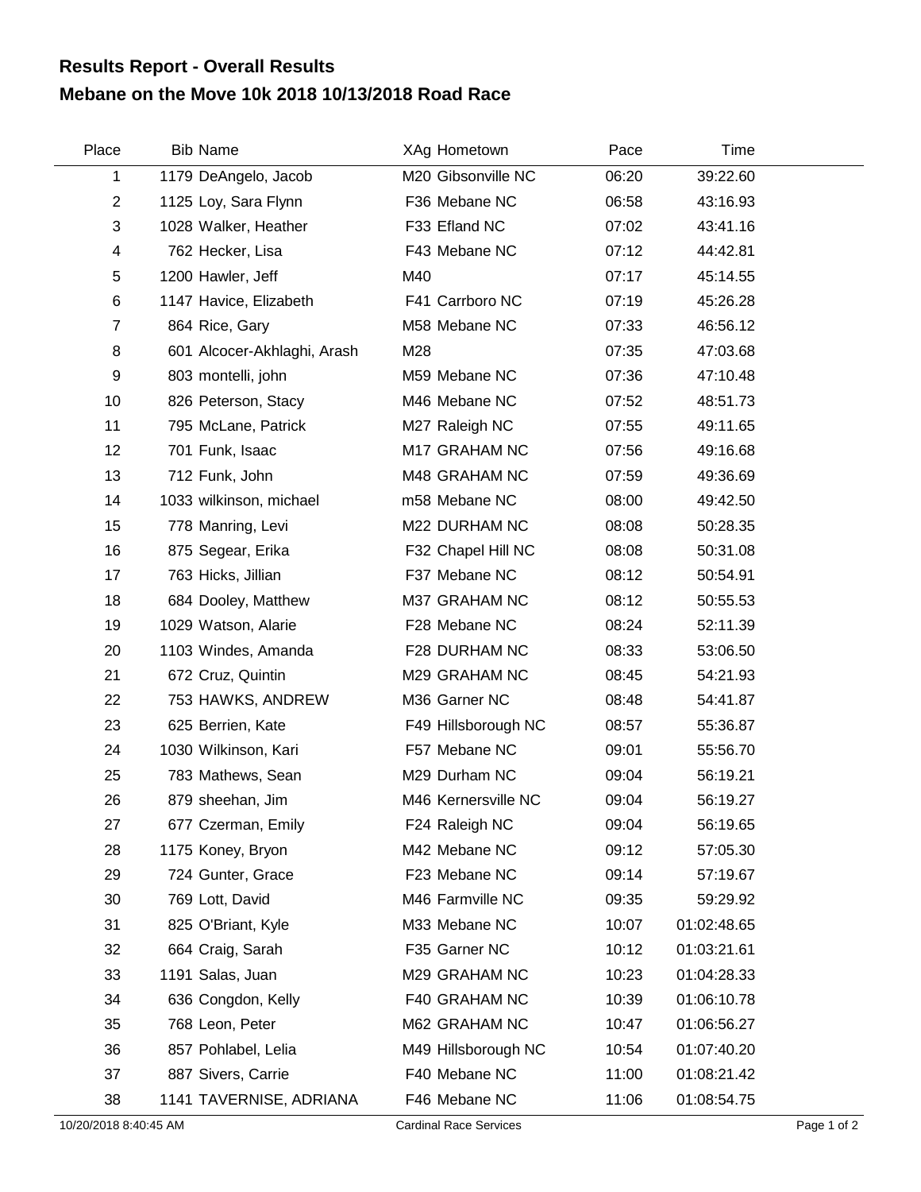# Results Report - Overall Results

## Mebane on the Move 10k 2018 10/13/2018 Road Race

| Place | Bib | Name | XAg | Hometown | Pace | Time |
|---|---|---|---|---|---|---|
| 1 | 1179 | DeAngelo, Jacob | M20 | Gibsonville NC | 06:20 | 39:22.60 |
| 2 | 1125 | Loy, Sara Flynn | F36 | Mebane NC | 06:58 | 43:16.93 |
| 3 | 1028 | Walker, Heather | F33 | Efland NC | 07:02 | 43:41.16 |
| 4 | 762 | Hecker, Lisa | F43 | Mebane NC | 07:12 | 44:42.81 |
| 5 | 1200 | Hawler, Jeff | M40 | | 07:17 | 45:14.55 |
| 6 | 1147 | Havice, Elizabeth | F41 | Carrboro NC | 07:19 | 45:26.28 |
| 7 | 864 | Rice, Gary | M58 | Mebane NC | 07:33 | 46:56.12 |
| 8 | 601 | Alcocer-Akhlaghi, Arash | M28 | | 07:35 | 47:03.68 |
| 9 | 803 | montelli, john | M59 | Mebane NC | 07:36 | 47:10.48 |
| 10 | 826 | Peterson, Stacy | M46 | Mebane NC | 07:52 | 48:51.73 |
| 11 | 795 | McLane, Patrick | M27 | Raleigh NC | 07:55 | 49:11.65 |
| 12 | 701 | Funk, Isaac | M17 | GRAHAM NC | 07:56 | 49:16.68 |
| 13 | 712 | Funk, John | M48 | GRAHAM NC | 07:59 | 49:36.69 |
| 14 | 1033 | wilkinson, michael | m58 | Mebane NC | 08:00 | 49:42.50 |
| 15 | 778 | Manring, Levi | M22 | DURHAM NC | 08:08 | 50:28.35 |
| 16 | 875 | Segear, Erika | F32 | Chapel Hill NC | 08:08 | 50:31.08 |
| 17 | 763 | Hicks, Jillian | F37 | Mebane NC | 08:12 | 50:54.91 |
| 18 | 684 | Dooley, Matthew | M37 | GRAHAM NC | 08:12 | 50:55.53 |
| 19 | 1029 | Watson, Alarie | F28 | Mebane NC | 08:24 | 52:11.39 |
| 20 | 1103 | Windes, Amanda | F28 | DURHAM NC | 08:33 | 53:06.50 |
| 21 | 672 | Cruz, Quintin | M29 | GRAHAM NC | 08:45 | 54:21.93 |
| 22 | 753 | HAWKS, ANDREW | M36 | Garner NC | 08:48 | 54:41.87 |
| 23 | 625 | Berrien, Kate | F49 | Hillsborough NC | 08:57 | 55:36.87 |
| 24 | 1030 | Wilkinson, Kari | F57 | Mebane NC | 09:01 | 55:56.70 |
| 25 | 783 | Mathews, Sean | M29 | Durham NC | 09:04 | 56:19.21 |
| 26 | 879 | sheehan, Jim | M46 | Kernersville NC | 09:04 | 56:19.27 |
| 27 | 677 | Czerman, Emily | F24 | Raleigh NC | 09:04 | 56:19.65 |
| 28 | 1175 | Koney, Bryon | M42 | Mebane NC | 09:12 | 57:05.30 |
| 29 | 724 | Gunter, Grace | F23 | Mebane NC | 09:14 | 57:19.67 |
| 30 | 769 | Lott, David | M46 | Farmville NC | 09:35 | 59:29.92 |
| 31 | 825 | O'Briant, Kyle | M33 | Mebane NC | 10:07 | 01:02:48.65 |
| 32 | 664 | Craig, Sarah | F35 | Garner NC | 10:12 | 01:03:21.61 |
| 33 | 1191 | Salas, Juan | M29 | GRAHAM NC | 10:23 | 01:04:28.33 |
| 34 | 636 | Congdon, Kelly | F40 | GRAHAM NC | 10:39 | 01:06:10.78 |
| 35 | 768 | Leon, Peter | M62 | GRAHAM NC | 10:47 | 01:06:56.27 |
| 36 | 857 | Pohlabel, Lelia | M49 | Hillsborough NC | 10:54 | 01:07:40.20 |
| 37 | 887 | Sivers, Carrie | F40 | Mebane NC | 11:00 | 01:08:21.42 |
| 38 | 1141 | TAVERNISE, ADRIANA | F46 | Mebane NC | 11:06 | 01:08:54.75 |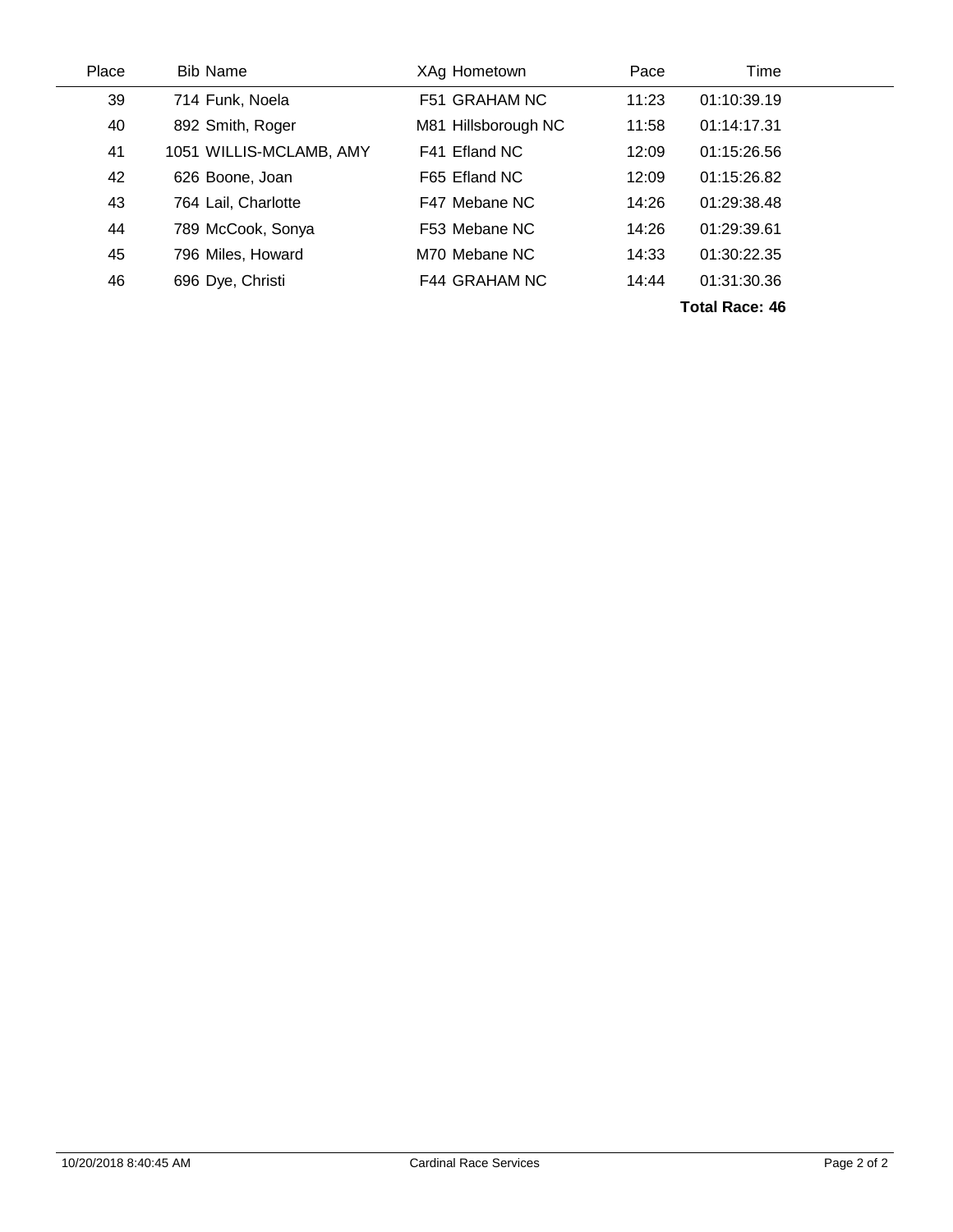| Place | Bib | Name | XAg | Hometown | Pace | Time |
|---|---|---|---|---|---|---|
| 39 | 714 | Funk, Noela | F51 | GRAHAM NC | 11:23 | 01:10:39.19 |
| 40 | 892 | Smith, Roger | M81 | Hillsborough NC | 11:58 | 01:14:17.31 |
| 41 | 1051 | WILLIS-MCLAMB, AMY | F41 | Efland NC | 12:09 | 01:15:26.56 |
| 42 | 626 | Boone, Joan | F65 | Efland NC | 12:09 | 01:15:26.82 |
| 43 | 764 | Lail, Charlotte | F47 | Mebane NC | 14:26 | 01:29:38.48 |
| 44 | 789 | McCook, Sonya | F53 | Mebane NC | 14:26 | 01:29:39.61 |
| 45 | 796 | Miles, Howard | M70 | Mebane NC | 14:33 | 01:30:22.35 |
| 46 | 696 | Dye, Christi | F44 | GRAHAM NC | 14:44 | 01:31:30.36 |

**Total Race: 46**

10/20/2018 8:40:45 AM

Cardinal Race Services